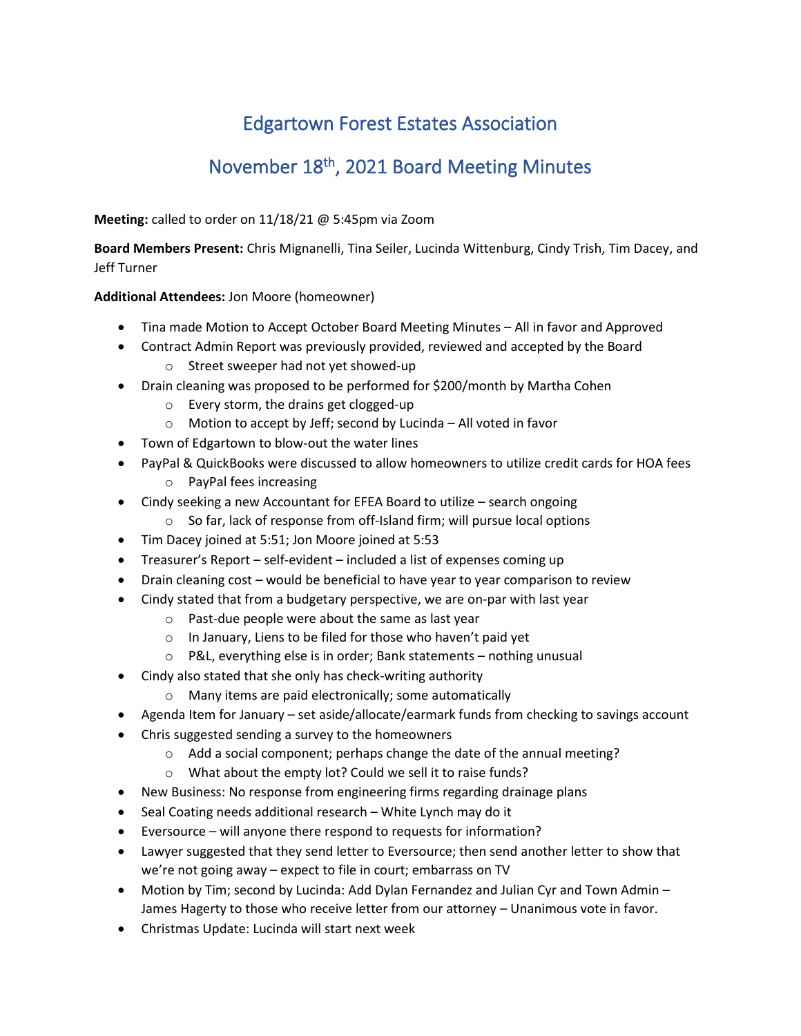# Edgartown Forest Estates Association

## November 18th, 2021 Board Meeting Minutes

**Meeting:** called to order on 11/18/21 @ 5:45pm via Zoom

**Board Members Present:** Chris Mignanelli, Tina Seiler, Lucinda Wittenburg, Cindy Trish, Tim Dacey, and Jeff Turner

**Additional Attendees:** Jon Moore (homeowner)

- Tina made Motion to Accept October Board Meeting Minutes – All in favor and Approved
- Contract Admin Report was previously provided, reviewed and accepted by the Board
    - Street sweeper had not yet showed-up
- Drain cleaning was proposed to be performed for $200/month by Martha Cohen
    - Every storm, the drains get clogged-up
    - Motion to accept by Jeff; second by Lucinda – All voted in favor
- Town of Edgartown to blow-out the water lines
- PayPal & QuickBooks were discussed to allow homeowners to utilize credit cards for HOA fees
    - PayPal fees increasing
- Cindy seeking a new Accountant for EFEA Board to utilize – search ongoing
    - So far, lack of response from off-Island firm; will pursue local options
- Tim Dacey joined at 5:51; Jon Moore joined at 5:53
- Treasurer's Report – self-evident – included a list of expenses coming up
- Drain cleaning cost – would be beneficial to have year to year comparison to review
- Cindy stated that from a budgetary perspective, we are on-par with last year
    - Past-due people were about the same as last year
    - In January, Liens to be filed for those who haven't paid yet
    - P&L, everything else is in order; Bank statements – nothing unusual
- Cindy also stated that she only has check-writing authority
    - Many items are paid electronically; some automatically
- Agenda Item for January – set aside/allocate/earmark funds from checking to savings account
- Chris suggested sending a survey to the homeowners
    - Add a social component; perhaps change the date of the annual meeting?
    - What about the empty lot? Could we sell it to raise funds?
- New Business: No response from engineering firms regarding drainage plans
- Seal Coating needs additional research – White Lynch may do it
- Eversource – will anyone there respond to requests for information?
- Lawyer suggested that they send letter to Eversource; then send another letter to show that we're not going away – expect to file in court; embarrass on TV
- Motion by Tim; second by Lucinda: Add Dylan Fernandez and Julian Cyr and Town Admin – James Hagerty to those who receive letter from our attorney – Unanimous vote in favor.
- Christmas Update: Lucinda will start next week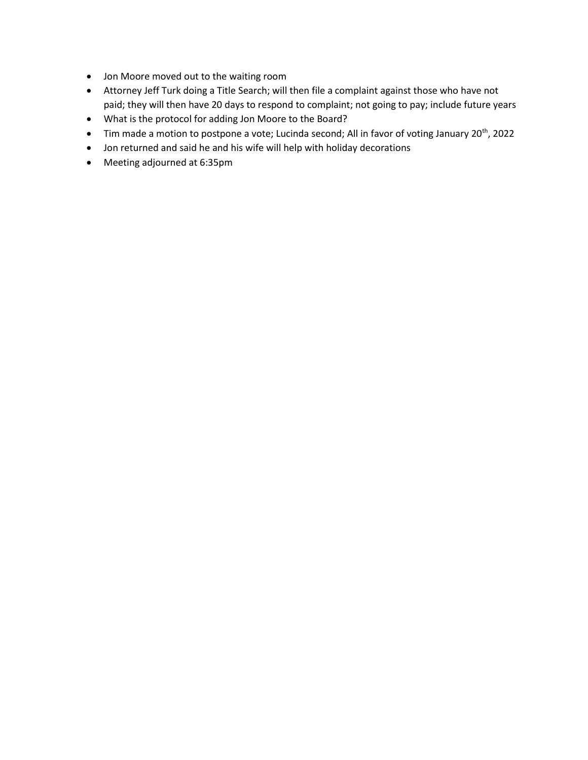- Jon Moore moved out to the waiting room
- Attorney Jeff Turk doing a Title Search; will then file a complaint against those who have not paid; they will then have 20 days to respond to complaint; not going to pay; include future years
- What is the protocol for adding Jon Moore to the Board?
- Tim made a motion to postpone a vote; Lucinda second; All in favor of voting January 20th, 2022
- Jon returned and said he and his wife will help with holiday decorations
- Meeting adjourned at 6:35pm